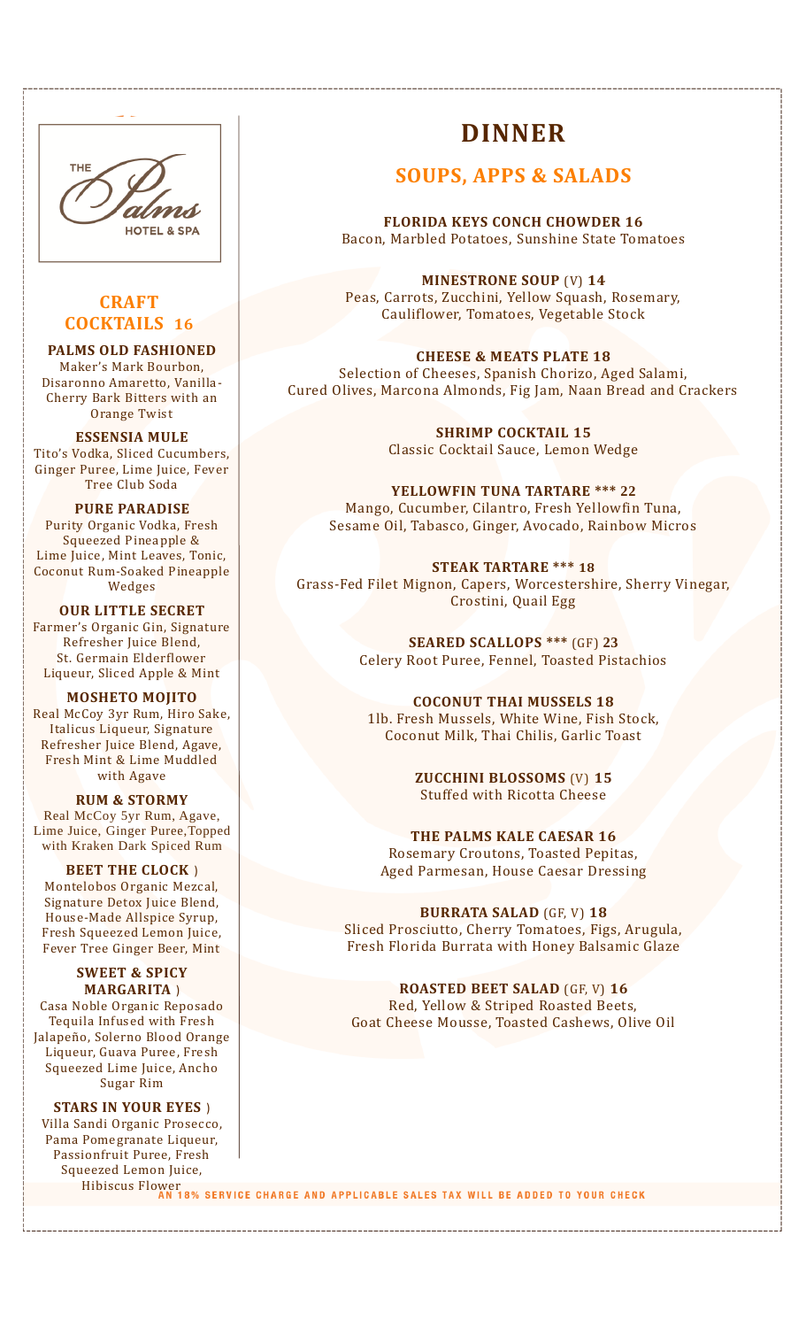THE Palms HOTEL & SPA

## CRAFT COCKTAILS 16

**PALMS OLD FASHIONED**
Maker's Mark Bourbon, Disaronno Amaretto, Vanilla-Cherry Bark Bitters with an Orange Twist

**ESSENSIA MULE**
Tito's Vodka, Sliced Cucumbers, Ginger Puree, Lime Juice, Fever Tree Club Soda

**PURE PARADISE**
Purity Organic Vodka, Fresh Squeezed Pineapple & Lime Juice, Mint Leaves, Tonic, Coconut Rum-Soaked Pineapple Wedges

**OUR LITTLE SECRET**
Farmer's Organic Gin, Signature Refresher Juice Blend, St. Germain Elderflower Liqueur, Sliced Apple & Mint

**MOSHETO MOJITO**
Real McCoy 3yr Rum, Hiro Sake, Italicus Liqueur, Signature Refresher Juice Blend, Agave, Fresh Mint & Lime Muddled with Agave

**RUM & STORMY**
Real McCoy 5yr Rum, Agave, Lime Juice, Ginger Puree,Topped with Kraken Dark Spiced Rum

**BEET THE CLOCK )**
Montelobos Organic Mezcal, Signature Detox Juice Blend, House-Made Allspice Syrup, Fresh Squeezed Lemon Juice, Fever Tree Ginger Beer, Mint

**SWEET & SPICY MARGARITA )**
Casa Noble Organic Reposado Tequila Infused with Fresh Jalapeño, Solerno Blood Orange Liqueur, Guava Puree, Fresh Squeezed Lime Juice, Ancho Sugar Rim

**STARS IN YOUR EYES )**
Villa Sandi Organic Prosecco, Pama Pomegranate Liqueur, Passionfruit Puree, Fresh Squeezed Lemon Juice, Hibiscus Flower

# DINNER

## SOUPS, APPS & SALADS

**FLORIDA KEYS CONCH CHOWDER 16**
Bacon, Marbled Potatoes, Sunshine State Tomatoes

**MINESTRONE SOUP** (V) **14**
Peas, Carrots, Zucchini, Yellow Squash, Rosemary, Cauliflower, Tomatoes, Vegetable Stock

**CHEESE & MEATS PLATE 18**
Selection of Cheeses, Spanish Chorizo, Aged Salami, Cured Olives, Marcona Almonds, Fig Jam, Naan Bread and Crackers

**SHRIMP COCKTAIL 15**
Classic Cocktail Sauce, Lemon Wedge

**YELLOWFIN TUNA TARTARE *** 22**
Mango, Cucumber, Cilantro, Fresh Yellowfin Tuna, Sesame Oil, Tabasco, Ginger, Avocado, Rainbow Micros

**STEAK TARTARE *** 18**
Grass-Fed Filet Mignon, Capers, Worcestershire, Sherry Vinegar, Crostini, Quail Egg

**SEARED SCALLOPS *** (GF) 23**
Celery Root Puree, Fennel, Toasted Pistachios

**COCONUT THAI MUSSELS 18**
1lb. Fresh Mussels, White Wine, Fish Stock, Coconut Milk, Thai Chilis, Garlic Toast

**ZUCCHINI BLOSSOMS** (V) **15**
Stuffed with Ricotta Cheese

**THE PALMS KALE CAESAR 16**
Rosemary Croutons, Toasted Pepitas, Aged Parmesan, House Caesar Dressing

**BURRATA SALAD** (GF, V) **18**
Sliced Prosciutto, Cherry Tomatoes, Figs, Arugula, Fresh Florida Burrata with Honey Balsamic Glaze

**ROASTED BEET SALAD** (GF, V) **16**
Red, Yellow & Striped Roasted Beets, Goat Cheese Mousse, Toasted Cashews, Olive Oil

AN 18% SERVICE CHARGE AND APPLICABLE SALES TAX WILL BE ADDED TO YOUR CHECK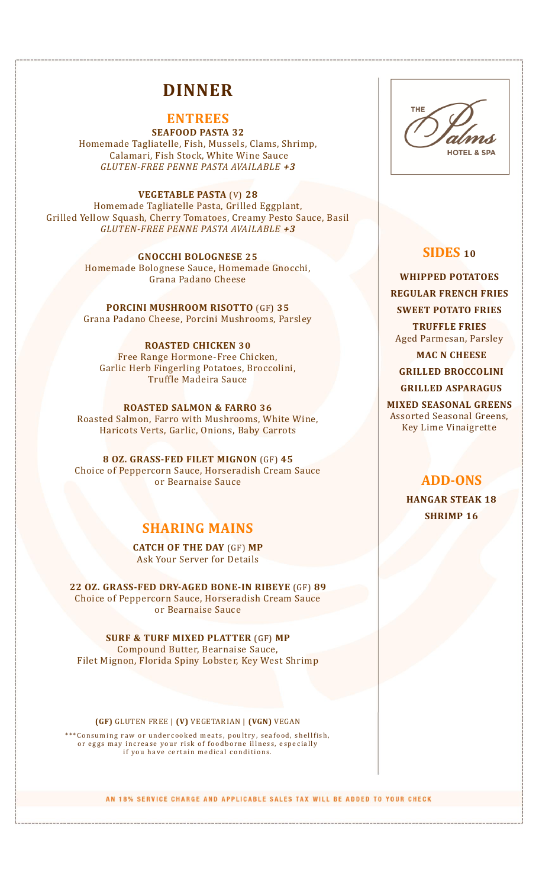# DINNER

## ENTREES

**SEAFOOD PASTA 32**
Homemade Tagliatelle, Fish, Mussels, Clams, Shrimp, Calamari, Fish Stock, White Wine Sauce
*GLUTEN-FREE PENNE PASTA AVAILABLE **+3***

**VEGETABLE PASTA** (V) **28**
Homemade Tagliatelle Pasta, Grilled Eggplant, Grilled Yellow Squash, Cherry Tomatoes, Creamy Pesto Sauce, Basil
*GLUTEN-FREE PENNE PASTA AVAILABLE **+3***

**GNOCCHI BOLOGNESE 25**
Homemade Bolognese Sauce, Homemade Gnocchi, Grana Padano Cheese

**PORCINI MUSHROOM RISOTTO** (GF) **35**
Grana Padano Cheese, Porcini Mushrooms, Parsley

**ROASTED CHICKEN 30**
Free Range Hormone-Free Chicken, Garlic Herb Fingerling Potatoes, Broccolini, Truffle Madeira Sauce

**ROASTED SALMON & FARRO 36**
Roasted Salmon, Farro with Mushrooms, White Wine, Haricots Verts, Garlic, Onions, Baby Carrots

**8 OZ. GRASS-FED FILET MIGNON** (GF) **45**
Choice of Peppercorn Sauce, Horseradish Cream Sauce or Bearnaise Sauce

## SHARING MAINS

**CATCH OF THE DAY** (GF) **MP**
Ask Your Server for Details

**22 OZ. GRASS-FED DRY-AGED BONE-IN RIBEYE** (GF) **89**
Choice of Peppercorn Sauce, Horseradish Cream Sauce or Bearnaise Sauce

**SURF & TURF MIXED PLATTER** (GF) **MP**
Compound Butter, Bearnaise Sauce, Filet Mignon, Florida Spiny Lobster, Key West Shrimp

**(GF)** GLUTEN FREE | **(V)** VEGETARIAN | **(VGN)** VEGAN

***Consuming raw or undercooked meats, poultry, seafood, shellfish, or eggs may increase your risk of foodborne illness, especially if you have certain medical conditions.

THE Palms HOTEL & SPA

## SIDES 10

**WHIPPED POTATOES**

**REGULAR FRENCH FRIES**

**SWEET POTATO FRIES**

**TRUFFLE FRIES**
Aged Parmesan, Parsley

**MAC N CHEESE**

**GRILLED BROCCOLINI**

**GRILLED ASPARAGUS**

**MIXED SEASONAL GREENS**
Assorted Seasonal Greens, Key Lime Vinaigrette

## ADD-ONS

**HANGAR STEAK 18**

**SHRIMP 16**

AN 18% SERVICE CHARGE AND APPLICABLE SALES TAX WILL BE ADDED TO YOUR CHECK